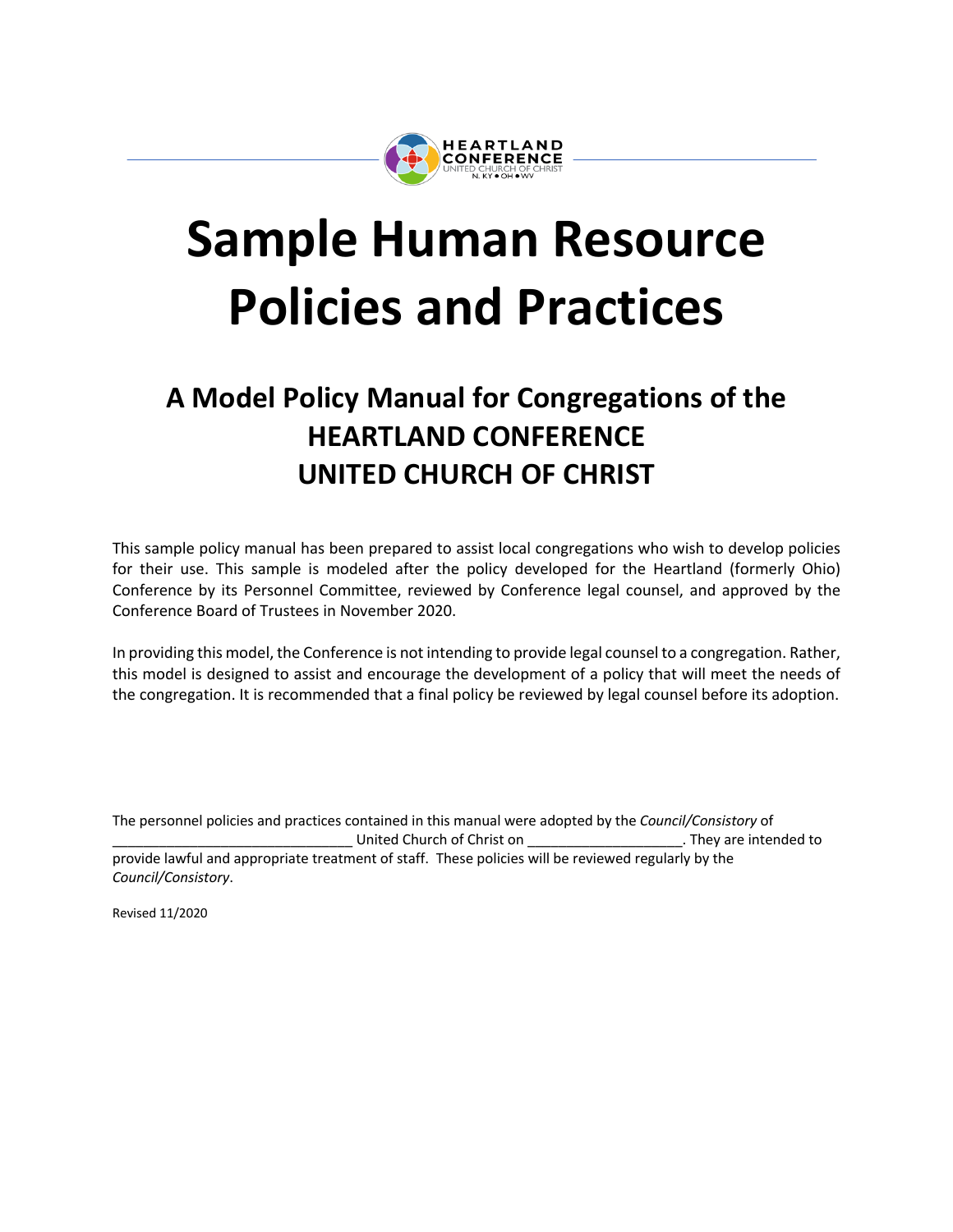HEARTLAND CONFERENCE
UNITED CHURCH OF CHRIST
N. KY • OH • WV

# Sample Human Resource Policies and Practices

## A Model Policy Manual for Congregations of the HEARTLAND CONFERENCE UNITED CHURCH OF CHRIST

This sample policy manual has been prepared to assist local congregations who wish to develop policies for their use. This sample is modeled after the policy developed for the Heartland (formerly Ohio) Conference by its Personnel Committee, reviewed by Conference legal counsel, and approved by the Conference Board of Trustees in November 2020.

In providing this model, the Conference is not intending to provide legal counsel to a congregation. Rather, this model is designed to assist and encourage the development of a policy that will meet the needs of the congregation. It is recommended that a final policy be reviewed by legal counsel before its adoption.

The personnel policies and practices contained in this manual were adopted by the *Council/Consistory* of ______________________________ United Church of Christ on ____________________. They are intended to provide lawful and appropriate treatment of staff. These policies will be reviewed regularly by the *Council/Consistory*.

Revised 11/2020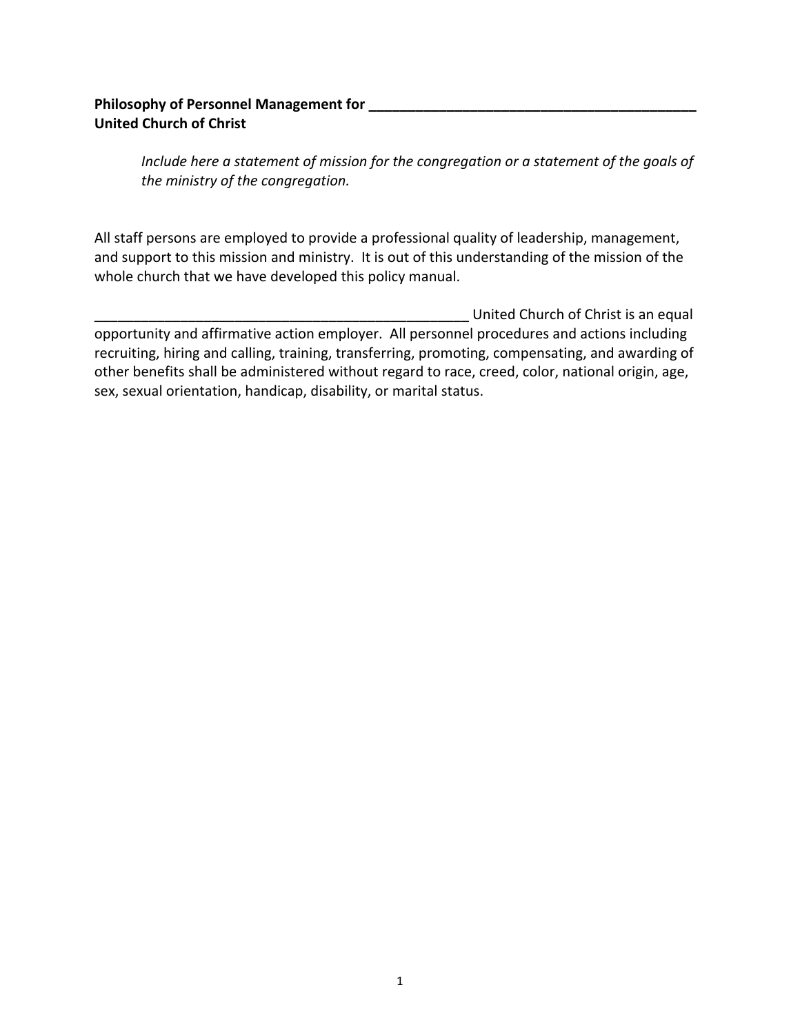**Philosophy of Personnel Management for _____________________________________________ United Church of Christ**

*Include here a statement of mission for the congregation or a statement of the goals of the ministry of the congregation.*

All staff persons are employed to provide a professional quality of leadership, management, and support to this mission and ministry. It is out of this understanding of the mission of the whole church that we have developed this policy manual.

__________________________________________________ United Church of Christ is an equal opportunity and affirmative action employer. All personnel procedures and actions including recruiting, hiring and calling, training, transferring, promoting, compensating, and awarding of other benefits shall be administered without regard to race, creed, color, national origin, age, sex, sexual orientation, handicap, disability, or marital status.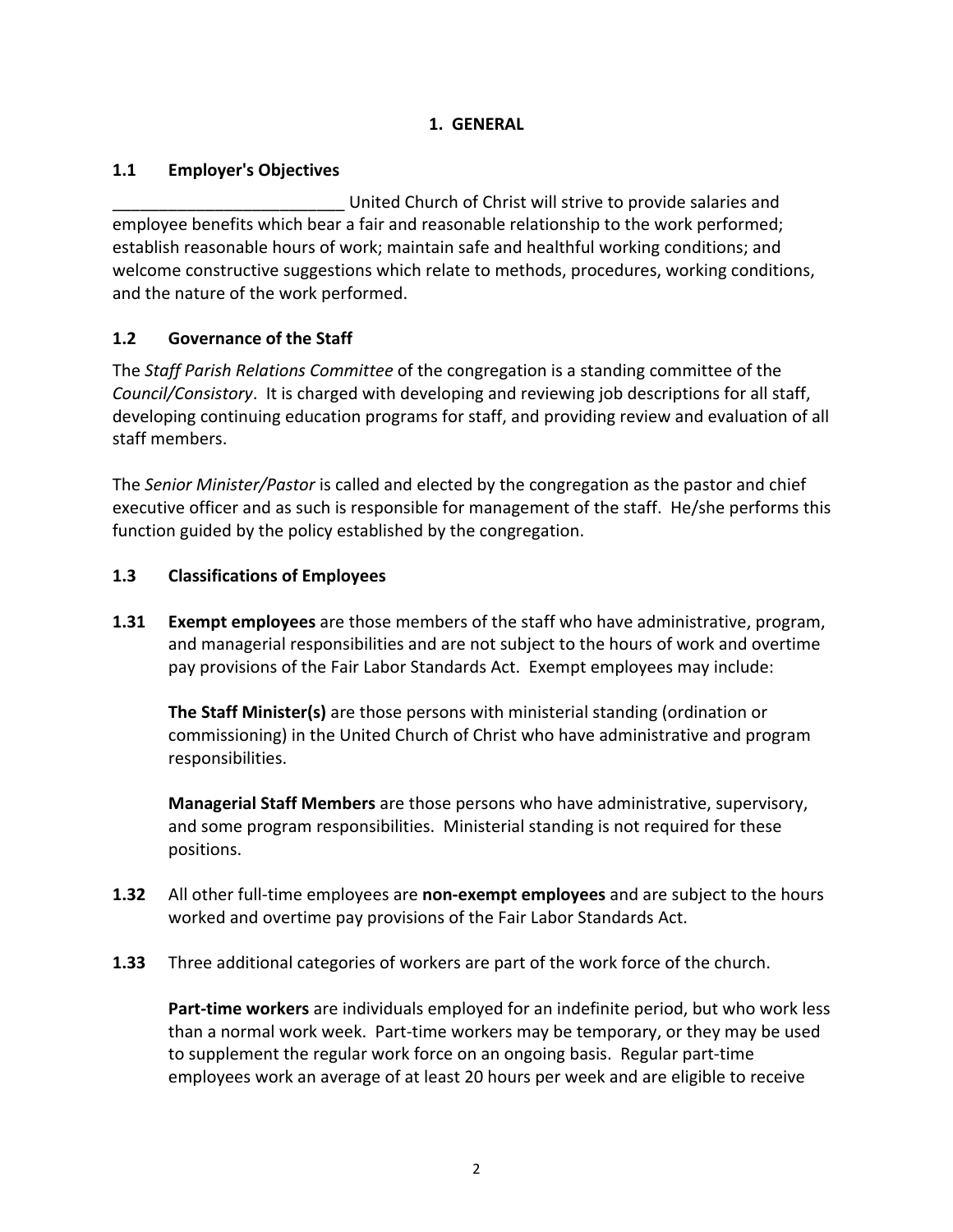# 1. GENERAL

## 1.1 Employer's Objectives

_________________________ United Church of Christ will strive to provide salaries and employee benefits which bear a fair and reasonable relationship to the work performed; establish reasonable hours of work; maintain safe and healthful working conditions; and welcome constructive suggestions which relate to methods, procedures, working conditions, and the nature of the work performed.

## 1.2 Governance of the Staff

The *Staff Parish Relations Committee* of the congregation is a standing committee of the *Council/Consistory*. It is charged with developing and reviewing job descriptions for all staff, developing continuing education programs for staff, and providing review and evaluation of all staff members.

The *Senior Minister/Pastor* is called and elected by the congregation as the pastor and chief executive officer and as such is responsible for management of the staff. He/she performs this function guided by the policy established by the congregation.

## 1.3 Classifications of Employees

**1.31** **Exempt employees** are those members of the staff who have administrative, program, and managerial responsibilities and are not subject to the hours of work and overtime pay provisions of the Fair Labor Standards Act. Exempt employees may include:

**The Staff Minister(s)** are those persons with ministerial standing (ordination or commissioning) in the United Church of Christ who have administrative and program responsibilities.

**Managerial Staff Members** are those persons who have administrative, supervisory, and some program responsibilities. Ministerial standing is not required for these positions.

**1.32** All other full-time employees are **non-exempt employees** and are subject to the hours worked and overtime pay provisions of the Fair Labor Standards Act.

**1.33** Three additional categories of workers are part of the work force of the church.

**Part-time workers** are individuals employed for an indefinite period, but who work less than a normal work week. Part-time workers may be temporary, or they may be used to supplement the regular work force on an ongoing basis. Regular part-time employees work an average of at least 20 hours per week and are eligible to receive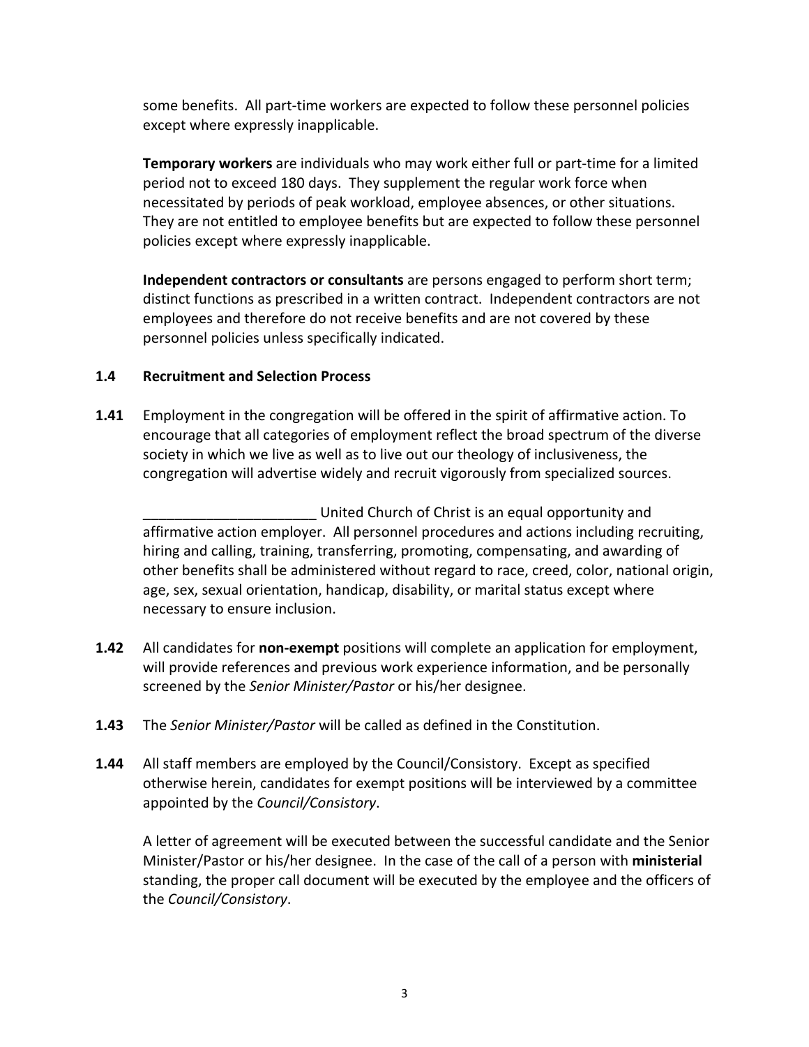some benefits. All part-time workers are expected to follow these personnel policies except where expressly inapplicable.

**Temporary workers** are individuals who may work either full or part-time for a limited period not to exceed 180 days. They supplement the regular work force when necessitated by periods of peak workload, employee absences, or other situations. They are not entitled to employee benefits but are expected to follow these personnel policies except where expressly inapplicable.

**Independent contractors or consultants** are persons engaged to perform short term; distinct functions as prescribed in a written contract. Independent contractors are not employees and therefore do not receive benefits and are not covered by these personnel policies unless specifically indicated.

**1.4 Recruitment and Selection Process**

**1.41** Employment in the congregation will be offered in the spirit of affirmative action. To encourage that all categories of employment reflect the broad spectrum of the diverse society in which we live as well as to live out our theology of inclusiveness, the congregation will advertise widely and recruit vigorously from specialized sources.

______________________ United Church of Christ is an equal opportunity and affirmative action employer. All personnel procedures and actions including recruiting, hiring and calling, training, transferring, promoting, compensating, and awarding of other benefits shall be administered without regard to race, creed, color, national origin, age, sex, sexual orientation, handicap, disability, or marital status except where necessary to ensure inclusion.

**1.42** All candidates for **non-exempt** positions will complete an application for employment, will provide references and previous work experience information, and be personally screened by the *Senior Minister/Pastor* or his/her designee.

**1.43** The *Senior Minister/Pastor* will be called as defined in the Constitution.

**1.44** All staff members are employed by the Council/Consistory. Except as specified otherwise herein, candidates for exempt positions will be interviewed by a committee appointed by the *Council/Consistory*.

A letter of agreement will be executed between the successful candidate and the Senior Minister/Pastor or his/her designee. In the case of the call of a person with **ministerial** standing, the proper call document will be executed by the employee and the officers of the *Council/Consistory*.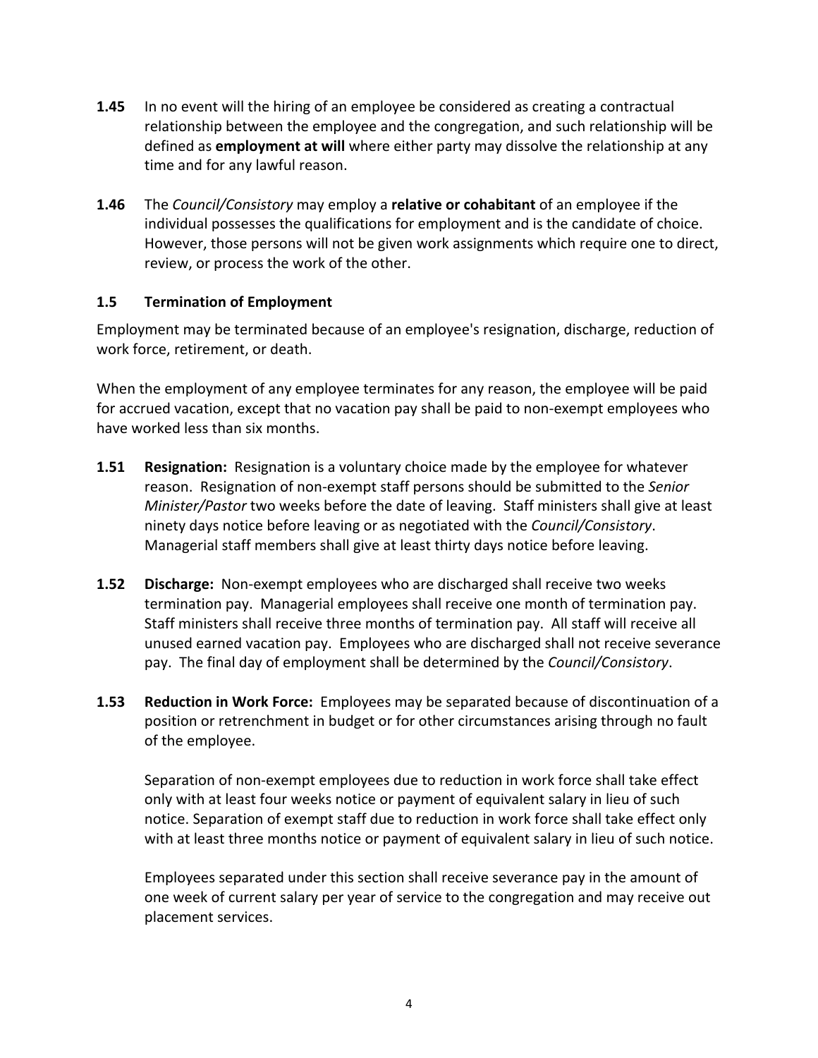**1.45** In no event will the hiring of an employee be considered as creating a contractual relationship between the employee and the congregation, and such relationship will be defined as **employment at will** where either party may dissolve the relationship at any time and for any lawful reason.

**1.46** The *Council/Consistory* may employ a **relative or cohabitant** of an employee if the individual possesses the qualifications for employment and is the candidate of choice. However, those persons will not be given work assignments which require one to direct, review, or process the work of the other.

### 1.5 Termination of Employment

Employment may be terminated because of an employee's resignation, discharge, reduction of work force, retirement, or death.

When the employment of any employee terminates for any reason, the employee will be paid for accrued vacation, except that no vacation pay shall be paid to non-exempt employees who have worked less than six months.

**1.51 Resignation:** Resignation is a voluntary choice made by the employee for whatever reason. Resignation of non-exempt staff persons should be submitted to the *Senior Minister/Pastor* two weeks before the date of leaving. Staff ministers shall give at least ninety days notice before leaving or as negotiated with the *Council/Consistory*. Managerial staff members shall give at least thirty days notice before leaving.

**1.52 Discharge:** Non-exempt employees who are discharged shall receive two weeks termination pay. Managerial employees shall receive one month of termination pay. Staff ministers shall receive three months of termination pay. All staff will receive all unused earned vacation pay. Employees who are discharged shall not receive severance pay. The final day of employment shall be determined by the *Council/Consistory*.

**1.53 Reduction in Work Force:** Employees may be separated because of discontinuation of a position or retrenchment in budget or for other circumstances arising through no fault of the employee.

Separation of non-exempt employees due to reduction in work force shall take effect only with at least four weeks notice or payment of equivalent salary in lieu of such notice. Separation of exempt staff due to reduction in work force shall take effect only with at least three months notice or payment of equivalent salary in lieu of such notice.

Employees separated under this section shall receive severance pay in the amount of one week of current salary per year of service to the congregation and may receive out placement services.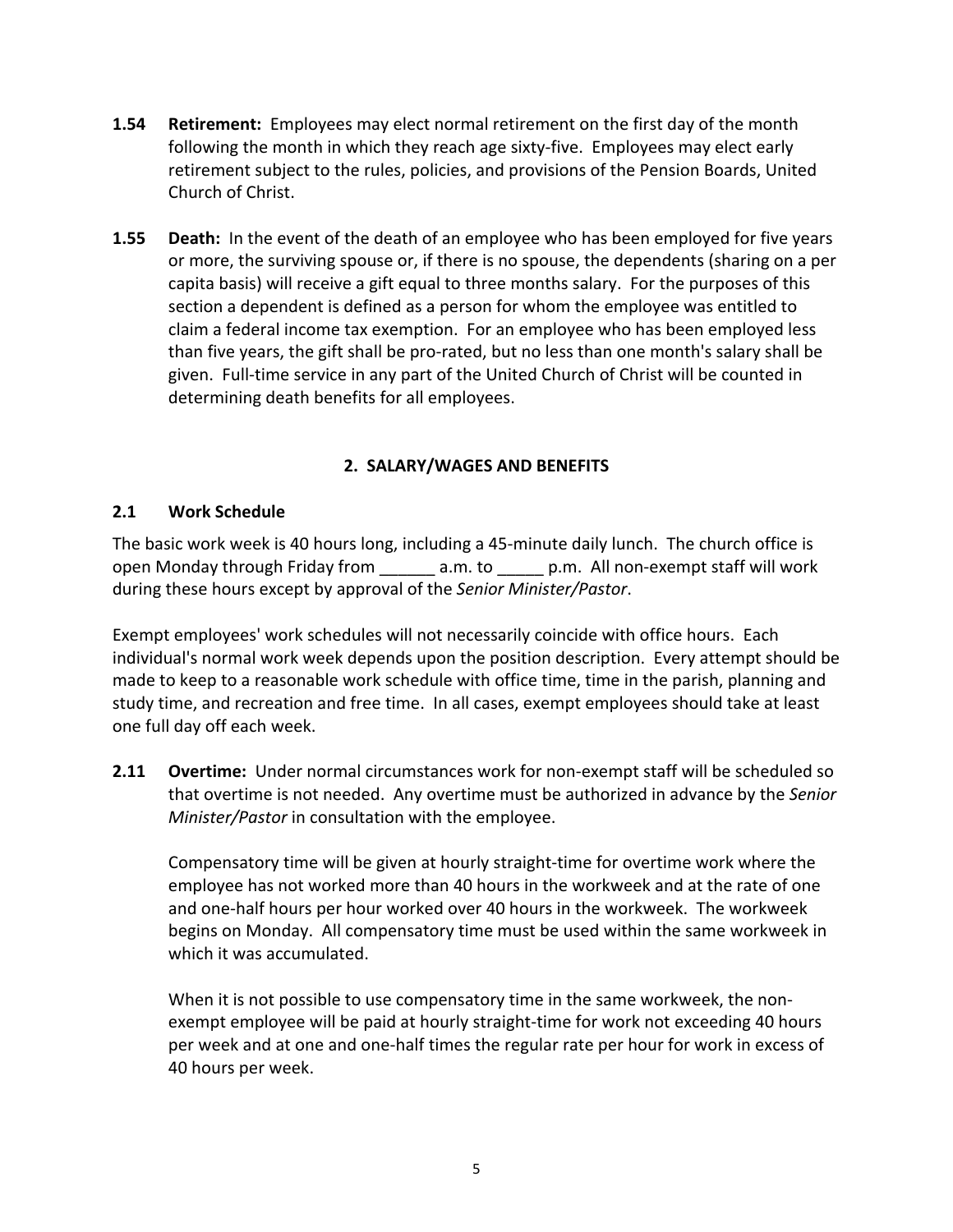**1.54 Retirement:** Employees may elect normal retirement on the first day of the month following the month in which they reach age sixty-five. Employees may elect early retirement subject to the rules, policies, and provisions of the Pension Boards, United Church of Christ.

**1.55 Death:** In the event of the death of an employee who has been employed for five years or more, the surviving spouse or, if there is no spouse, the dependents (sharing on a per capita basis) will receive a gift equal to three months salary. For the purposes of this section a dependent is defined as a person for whom the employee was entitled to claim a federal income tax exemption. For an employee who has been employed less than five years, the gift shall be pro-rated, but no less than one month's salary shall be given. Full-time service in any part of the United Church of Christ will be counted in determining death benefits for all employees.

## 2. SALARY/WAGES AND BENEFITS

### 2.1 Work Schedule

The basic work week is 40 hours long, including a 45-minute daily lunch. The church office is open Monday through Friday from ______ a.m. to _____ p.m. All non-exempt staff will work during these hours except by approval of the *Senior Minister/Pastor*.

Exempt employees' work schedules will not necessarily coincide with office hours. Each individual's normal work week depends upon the position description. Every attempt should be made to keep to a reasonable work schedule with office time, time in the parish, planning and study time, and recreation and free time. In all cases, exempt employees should take at least one full day off each week.

**2.11 Overtime:** Under normal circumstances work for non-exempt staff will be scheduled so that overtime is not needed. Any overtime must be authorized in advance by the *Senior Minister/Pastor* in consultation with the employee.

Compensatory time will be given at hourly straight-time for overtime work where the employee has not worked more than 40 hours in the workweek and at the rate of one and one-half hours per hour worked over 40 hours in the workweek. The workweek begins on Monday. All compensatory time must be used within the same workweek in which it was accumulated.

When it is not possible to use compensatory time in the same workweek, the non-exempt employee will be paid at hourly straight-time for work not exceeding 40 hours per week and at one and one-half times the regular rate per hour for work in excess of 40 hours per week.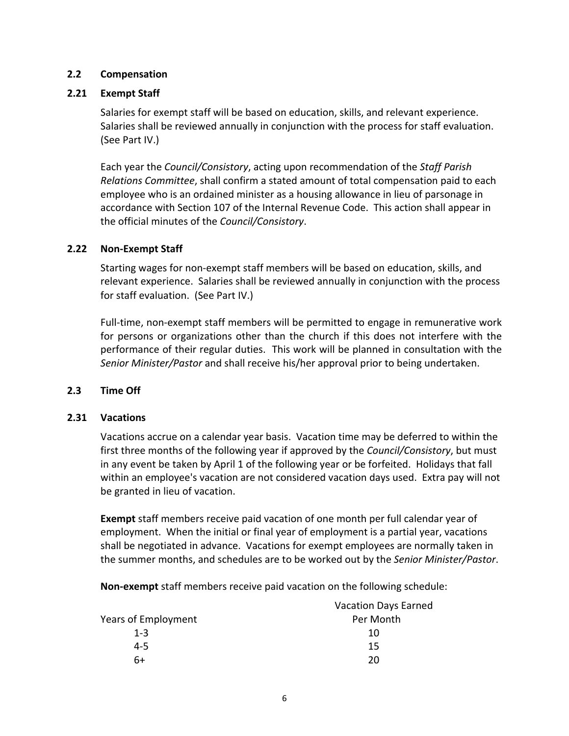### 2.2 Compensation

### 2.21 Exempt Staff

Salaries for exempt staff will be based on education, skills, and relevant experience. Salaries shall be reviewed annually in conjunction with the process for staff evaluation. (See Part IV.)

Each year the *Council/Consistory*, acting upon recommendation of the *Staff Parish Relations Committee*, shall confirm a stated amount of total compensation paid to each employee who is an ordained minister as a housing allowance in lieu of parsonage in accordance with Section 107 of the Internal Revenue Code. This action shall appear in the official minutes of the *Council/Consistory*.

### 2.22 Non-Exempt Staff

Starting wages for non-exempt staff members will be based on education, skills, and relevant experience. Salaries shall be reviewed annually in conjunction with the process for staff evaluation. (See Part IV.)

Full-time, non-exempt staff members will be permitted to engage in remunerative work for persons or organizations other than the church if this does not interfere with the performance of their regular duties. This work will be planned in consultation with the *Senior Minister/Pastor* and shall receive his/her approval prior to being undertaken.

### 2.3 Time Off

### 2.31 Vacations

Vacations accrue on a calendar year basis. Vacation time may be deferred to within the first three months of the following year if approved by the *Council/Consistory*, but must in any event be taken by April 1 of the following year or be forfeited. Holidays that fall within an employee's vacation are not considered vacation days used. Extra pay will not be granted in lieu of vacation.

**Exempt** staff members receive paid vacation of one month per full calendar year of employment. When the initial or final year of employment is a partial year, vacations shall be negotiated in advance. Vacations for exempt employees are normally taken in the summer months, and schedules are to be worked out by the *Senior Minister/Pastor*.

**Non-exempt** staff members receive paid vacation on the following schedule:

| Years of Employment | Vacation Days Earned Per Month |
|---|---|
| 1-3 | 10 |
| 4-5 | 15 |
| 6+ | 20 |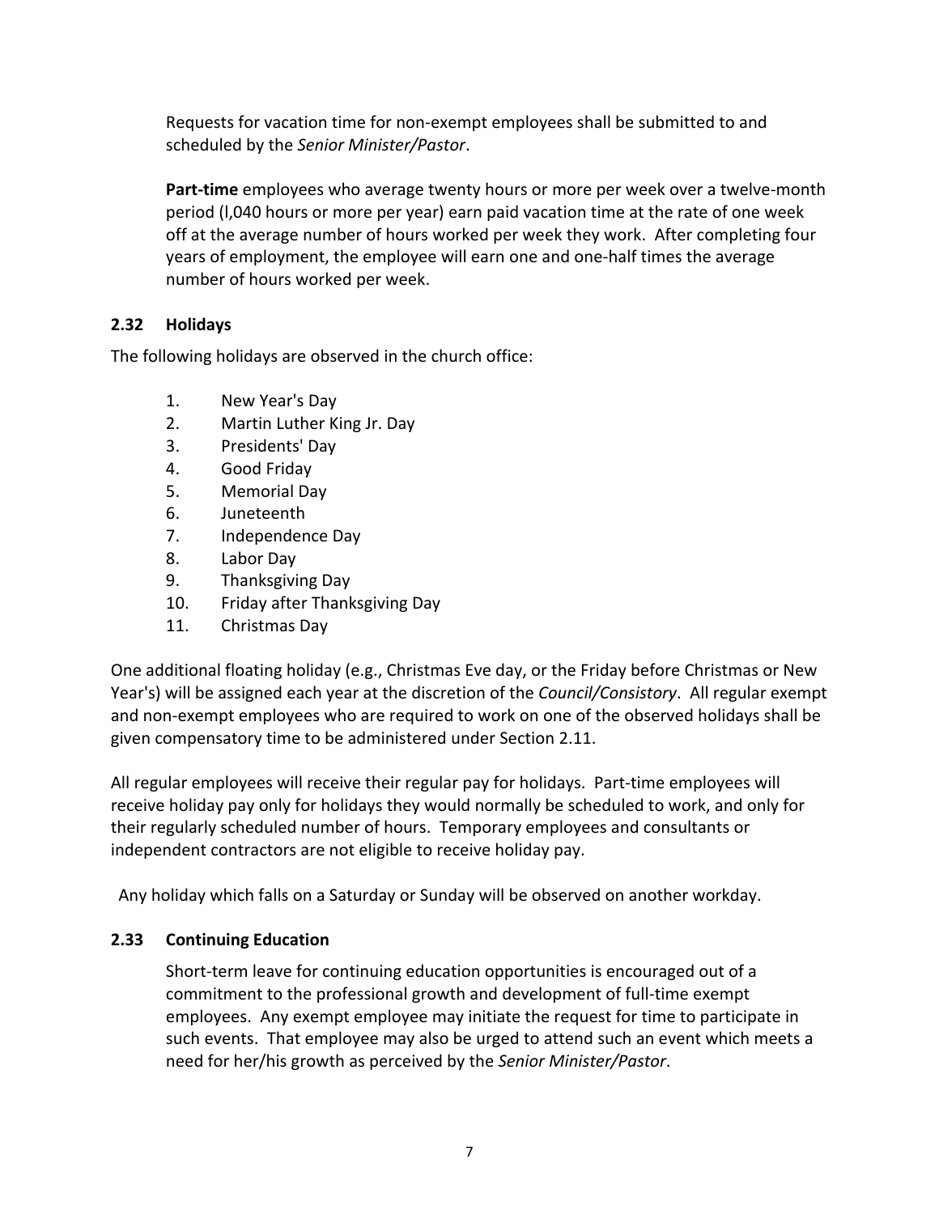Requests for vacation time for non-exempt employees shall be submitted to and scheduled by the *Senior Minister/Pastor*.

**Part-time** employees who average twenty hours or more per week over a twelve-month period (l,040 hours or more per year) earn paid vacation time at the rate of one week off at the average number of hours worked per week they work. After completing four years of employment, the employee will earn one and one-half times the average number of hours worked per week.

### 2.32 Holidays

The following holidays are observed in the church office:

1. New Year's Day
2. Martin Luther King Jr. Day
3. Presidents' Day
4. Good Friday
5. Memorial Day
6. Juneteenth
7. Independence Day
8. Labor Day
9. Thanksgiving Day
10. Friday after Thanksgiving Day
11. Christmas Day

One additional floating holiday (e.g., Christmas Eve day, or the Friday before Christmas or New Year's) will be assigned each year at the discretion of the *Council/Consistory*. All regular exempt and non-exempt employees who are required to work on one of the observed holidays shall be given compensatory time to be administered under Section 2.11.

All regular employees will receive their regular pay for holidays. Part-time employees will receive holiday pay only for holidays they would normally be scheduled to work, and only for their regularly scheduled number of hours. Temporary employees and consultants or independent contractors are not eligible to receive holiday pay.

Any holiday which falls on a Saturday or Sunday will be observed on another workday.

### 2.33 Continuing Education

Short-term leave for continuing education opportunities is encouraged out of a commitment to the professional growth and development of full-time exempt employees. Any exempt employee may initiate the request for time to participate in such events. That employee may also be urged to attend such an event which meets a need for her/his growth as perceived by the *Senior Minister/Pastor*.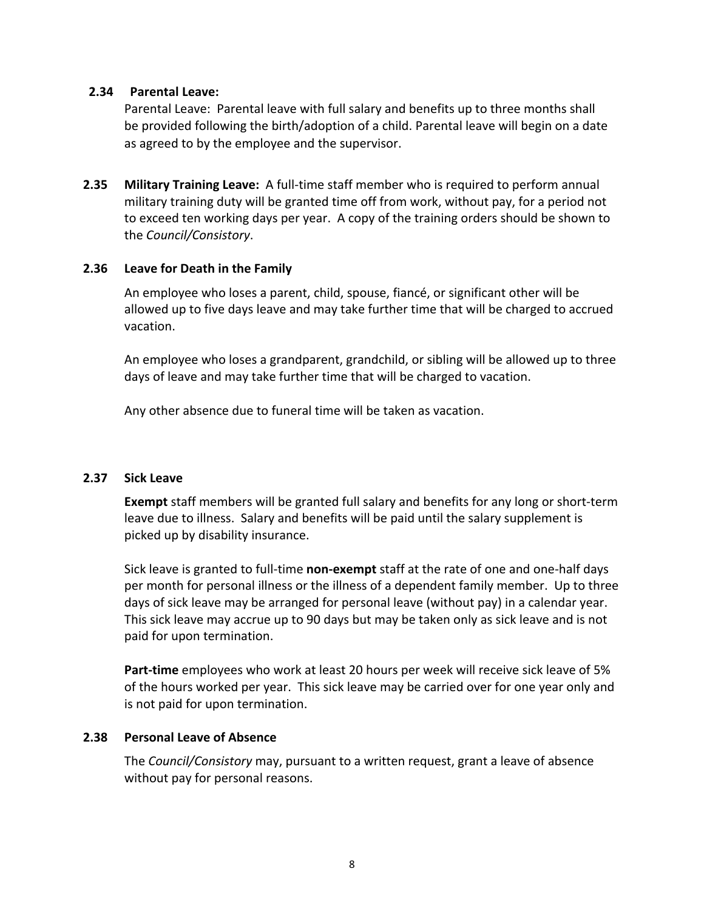### 2.34 Parental Leave:

Parental Leave: Parental leave with full salary and benefits up to three months shall be provided following the birth/adoption of a child. Parental leave will begin on a date as agreed to by the employee and the supervisor.

**2.35 Military Training Leave:** A full-time staff member who is required to perform annual military training duty will be granted time off from work, without pay, for a period not to exceed ten working days per year. A copy of the training orders should be shown to the *Council/Consistory*.

### 2.36 Leave for Death in the Family

An employee who loses a parent, child, spouse, fiancé, or significant other will be allowed up to five days leave and may take further time that will be charged to accrued vacation.

An employee who loses a grandparent, grandchild, or sibling will be allowed up to three days of leave and may take further time that will be charged to vacation.

Any other absence due to funeral time will be taken as vacation.

### 2.37 Sick Leave

**Exempt** staff members will be granted full salary and benefits for any long or short-term leave due to illness. Salary and benefits will be paid until the salary supplement is picked up by disability insurance.

Sick leave is granted to full-time **non-exempt** staff at the rate of one and one-half days per month for personal illness or the illness of a dependent family member. Up to three days of sick leave may be arranged for personal leave (without pay) in a calendar year. This sick leave may accrue up to 90 days but may be taken only as sick leave and is not paid for upon termination.

**Part-time** employees who work at least 20 hours per week will receive sick leave of 5% of the hours worked per year. This sick leave may be carried over for one year only and is not paid for upon termination.

### 2.38 Personal Leave of Absence

The *Council/Consistory* may, pursuant to a written request, grant a leave of absence without pay for personal reasons.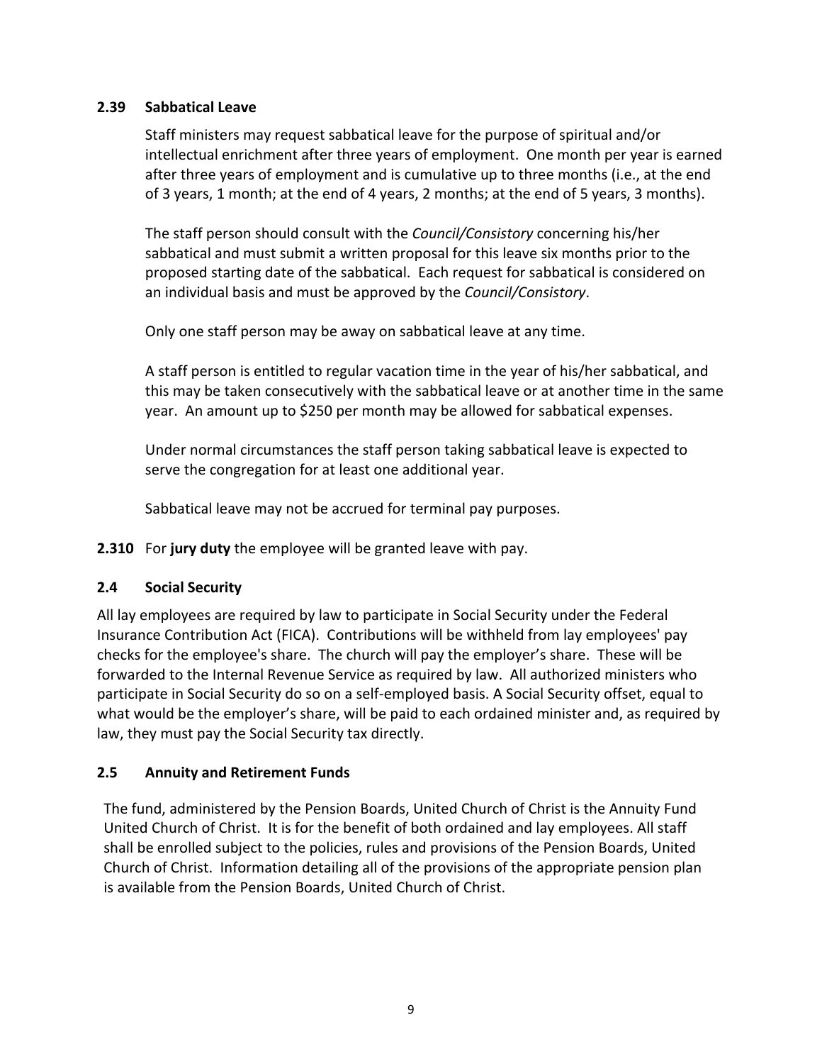### 2.39 Sabbatical Leave

Staff ministers may request sabbatical leave for the purpose of spiritual and/or intellectual enrichment after three years of employment. One month per year is earned after three years of employment and is cumulative up to three months (i.e., at the end of 3 years, 1 month; at the end of 4 years, 2 months; at the end of 5 years, 3 months).

The staff person should consult with the *Council/Consistory* concerning his/her sabbatical and must submit a written proposal for this leave six months prior to the proposed starting date of the sabbatical. Each request for sabbatical is considered on an individual basis and must be approved by the *Council/Consistory*.

Only one staff person may be away on sabbatical leave at any time.

A staff person is entitled to regular vacation time in the year of his/her sabbatical, and this may be taken consecutively with the sabbatical leave or at another time in the same year. An amount up to $250 per month may be allowed for sabbatical expenses.

Under normal circumstances the staff person taking sabbatical leave is expected to serve the congregation for at least one additional year.

Sabbatical leave may not be accrued for terminal pay purposes.

**2.310** For **jury duty** the employee will be granted leave with pay.

### 2.4 Social Security

All lay employees are required by law to participate in Social Security under the Federal Insurance Contribution Act (FICA). Contributions will be withheld from lay employees' pay checks for the employee's share. The church will pay the employer's share. These will be forwarded to the Internal Revenue Service as required by law. All authorized ministers who participate in Social Security do so on a self-employed basis. A Social Security offset, equal to what would be the employer's share, will be paid to each ordained minister and, as required by law, they must pay the Social Security tax directly.

### 2.5 Annuity and Retirement Funds

The fund, administered by the Pension Boards, United Church of Christ is the Annuity Fund United Church of Christ. It is for the benefit of both ordained and lay employees. All staff shall be enrolled subject to the policies, rules and provisions of the Pension Boards, United Church of Christ. Information detailing all of the provisions of the appropriate pension plan is available from the Pension Boards, United Church of Christ.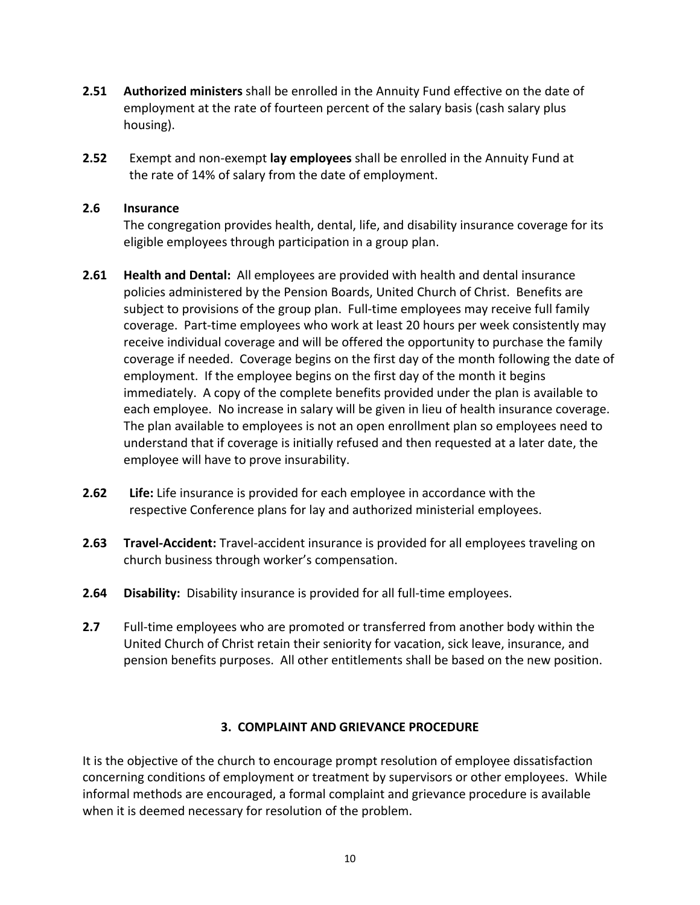**2.51** **Authorized ministers** shall be enrolled in the Annuity Fund effective on the date of employment at the rate of fourteen percent of the salary basis (cash salary plus housing).

**2.52** Exempt and non-exempt **lay employees** shall be enrolled in the Annuity Fund at the rate of 14% of salary from the date of employment.

**2.6 Insurance**

The congregation provides health, dental, life, and disability insurance coverage for its eligible employees through participation in a group plan.

**2.61** **Health and Dental:** All employees are provided with health and dental insurance policies administered by the Pension Boards, United Church of Christ. Benefits are subject to provisions of the group plan. Full-time employees may receive full family coverage. Part-time employees who work at least 20 hours per week consistently may receive individual coverage and will be offered the opportunity to purchase the family coverage if needed. Coverage begins on the first day of the month following the date of employment. If the employee begins on the first day of the month it begins immediately. A copy of the complete benefits provided under the plan is available to each employee. No increase in salary will be given in lieu of health insurance coverage. The plan available to employees is not an open enrollment plan so employees need to understand that if coverage is initially refused and then requested at a later date, the employee will have to prove insurability.

**2.62** **Life:** Life insurance is provided for each employee in accordance with the respective Conference plans for lay and authorized ministerial employees.

**2.63** **Travel-Accident:** Travel-accident insurance is provided for all employees traveling on church business through worker's compensation.

**2.64** **Disability:** Disability insurance is provided for all full-time employees.

**2.7** Full-time employees who are promoted or transferred from another body within the United Church of Christ retain their seniority for vacation, sick leave, insurance, and pension benefits purposes. All other entitlements shall be based on the new position.

## 3. COMPLAINT AND GRIEVANCE PROCEDURE

It is the objective of the church to encourage prompt resolution of employee dissatisfaction concerning conditions of employment or treatment by supervisors or other employees. While informal methods are encouraged, a formal complaint and grievance procedure is available when it is deemed necessary for resolution of the problem.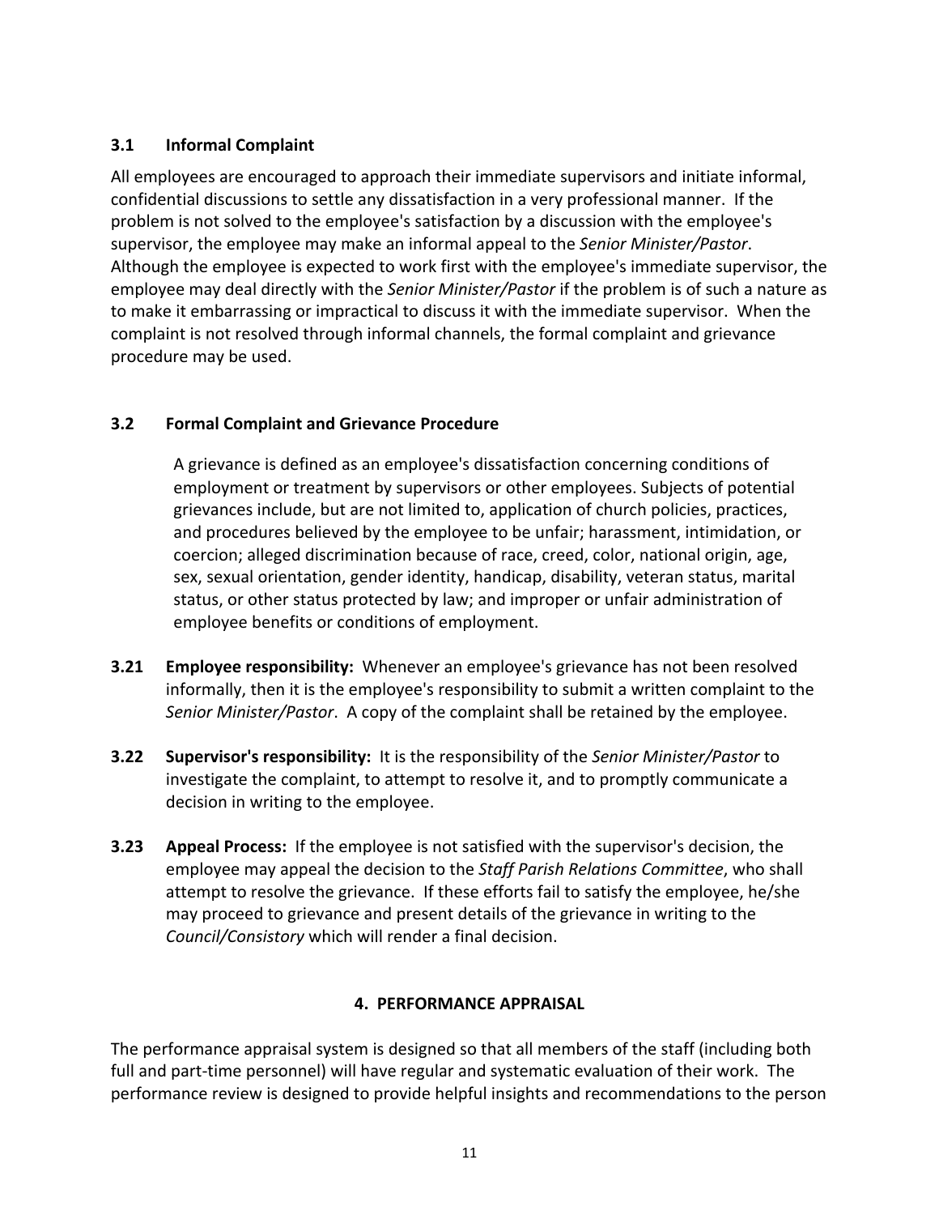### 3.1 Informal Complaint

All employees are encouraged to approach their immediate supervisors and initiate informal, confidential discussions to settle any dissatisfaction in a very professional manner. If the problem is not solved to the employee's satisfaction by a discussion with the employee's supervisor, the employee may make an informal appeal to the *Senior Minister/Pastor*. Although the employee is expected to work first with the employee's immediate supervisor, the employee may deal directly with the *Senior Minister/Pastor* if the problem is of such a nature as to make it embarrassing or impractical to discuss it with the immediate supervisor. When the complaint is not resolved through informal channels, the formal complaint and grievance procedure may be used.

### 3.2 Formal Complaint and Grievance Procedure

A grievance is defined as an employee's dissatisfaction concerning conditions of employment or treatment by supervisors or other employees. Subjects of potential grievances include, but are not limited to, application of church policies, practices, and procedures believed by the employee to be unfair; harassment, intimidation, or coercion; alleged discrimination because of race, creed, color, national origin, age, sex, sexual orientation, gender identity, handicap, disability, veteran status, marital status, or other status protected by law; and improper or unfair administration of employee benefits or conditions of employment.

**3.21 Employee responsibility:** Whenever an employee's grievance has not been resolved informally, then it is the employee's responsibility to submit a written complaint to the *Senior Minister/Pastor*. A copy of the complaint shall be retained by the employee.

**3.22 Supervisor's responsibility:** It is the responsibility of the *Senior Minister/Pastor* to investigate the complaint, to attempt to resolve it, and to promptly communicate a decision in writing to the employee.

**3.23 Appeal Process:** If the employee is not satisfied with the supervisor's decision, the employee may appeal the decision to the *Staff Parish Relations Committee*, who shall attempt to resolve the grievance. If these efforts fail to satisfy the employee, he/she may proceed to grievance and present details of the grievance in writing to the *Council/Consistory* which will render a final decision.

## 4. PERFORMANCE APPRAISAL

The performance appraisal system is designed so that all members of the staff (including both full and part-time personnel) will have regular and systematic evaluation of their work. The performance review is designed to provide helpful insights and recommendations to the person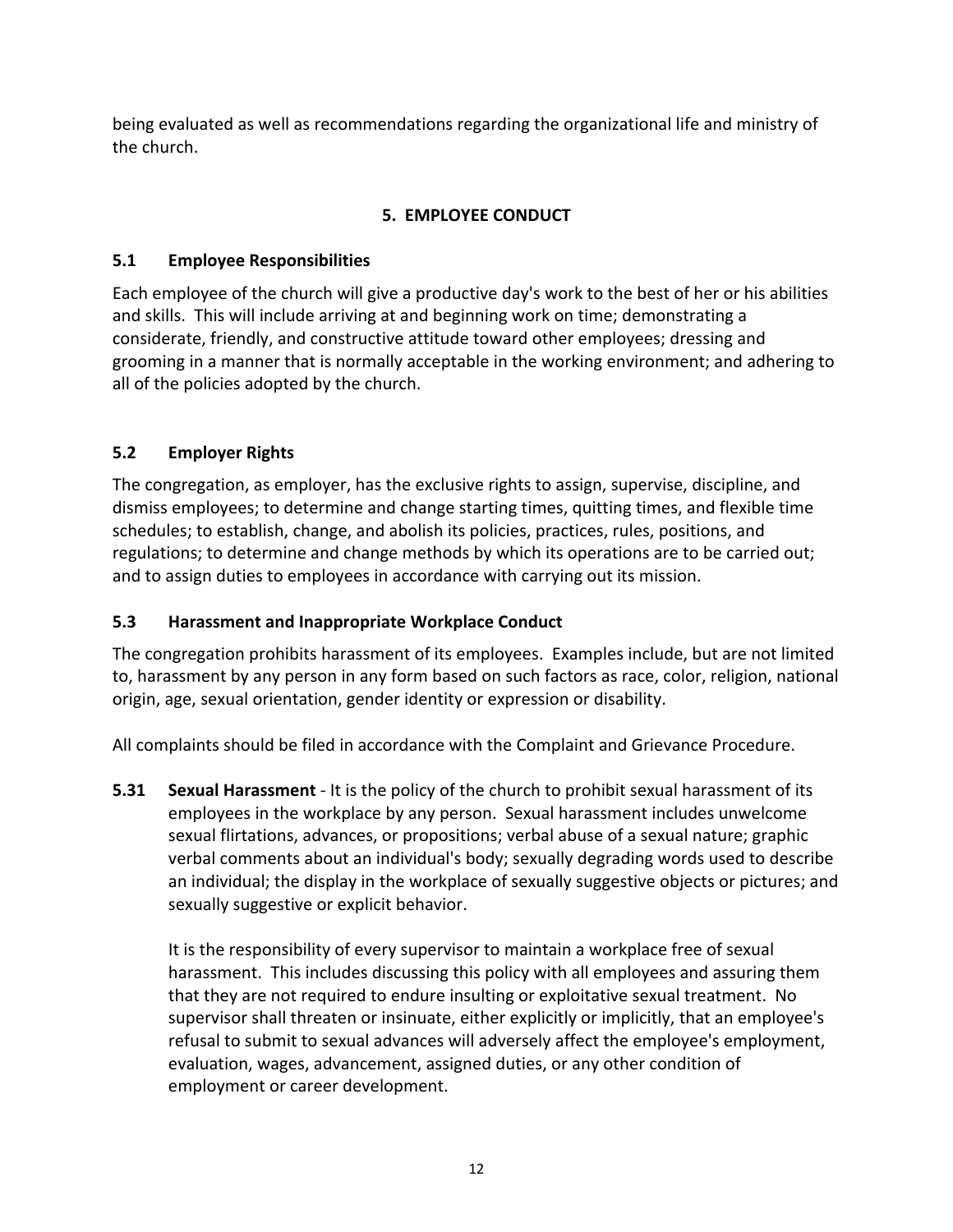being evaluated as well as recommendations regarding the organizational life and ministry of the church.

## 5. EMPLOYEE CONDUCT

### 5.1 Employee Responsibilities

Each employee of the church will give a productive day's work to the best of her or his abilities and skills. This will include arriving at and beginning work on time; demonstrating a considerate, friendly, and constructive attitude toward other employees; dressing and grooming in a manner that is normally acceptable in the working environment; and adhering to all of the policies adopted by the church.

### 5.2 Employer Rights

The congregation, as employer, has the exclusive rights to assign, supervise, discipline, and dismiss employees; to determine and change starting times, quitting times, and flexible time schedules; to establish, change, and abolish its policies, practices, rules, positions, and regulations; to determine and change methods by which its operations are to be carried out; and to assign duties to employees in accordance with carrying out its mission.

### 5.3 Harassment and Inappropriate Workplace Conduct

The congregation prohibits harassment of its employees. Examples include, but are not limited to, harassment by any person in any form based on such factors as race, color, religion, national origin, age, sexual orientation, gender identity or expression or disability.

All complaints should be filed in accordance with the Complaint and Grievance Procedure.

**5.31 Sexual Harassment** - It is the policy of the church to prohibit sexual harassment of its employees in the workplace by any person. Sexual harassment includes unwelcome sexual flirtations, advances, or propositions; verbal abuse of a sexual nature; graphic verbal comments about an individual's body; sexually degrading words used to describe an individual; the display in the workplace of sexually suggestive objects or pictures; and sexually suggestive or explicit behavior.

It is the responsibility of every supervisor to maintain a workplace free of sexual harassment. This includes discussing this policy with all employees and assuring them that they are not required to endure insulting or exploitative sexual treatment. No supervisor shall threaten or insinuate, either explicitly or implicitly, that an employee's refusal to submit to sexual advances will adversely affect the employee's employment, evaluation, wages, advancement, assigned duties, or any other condition of employment or career development.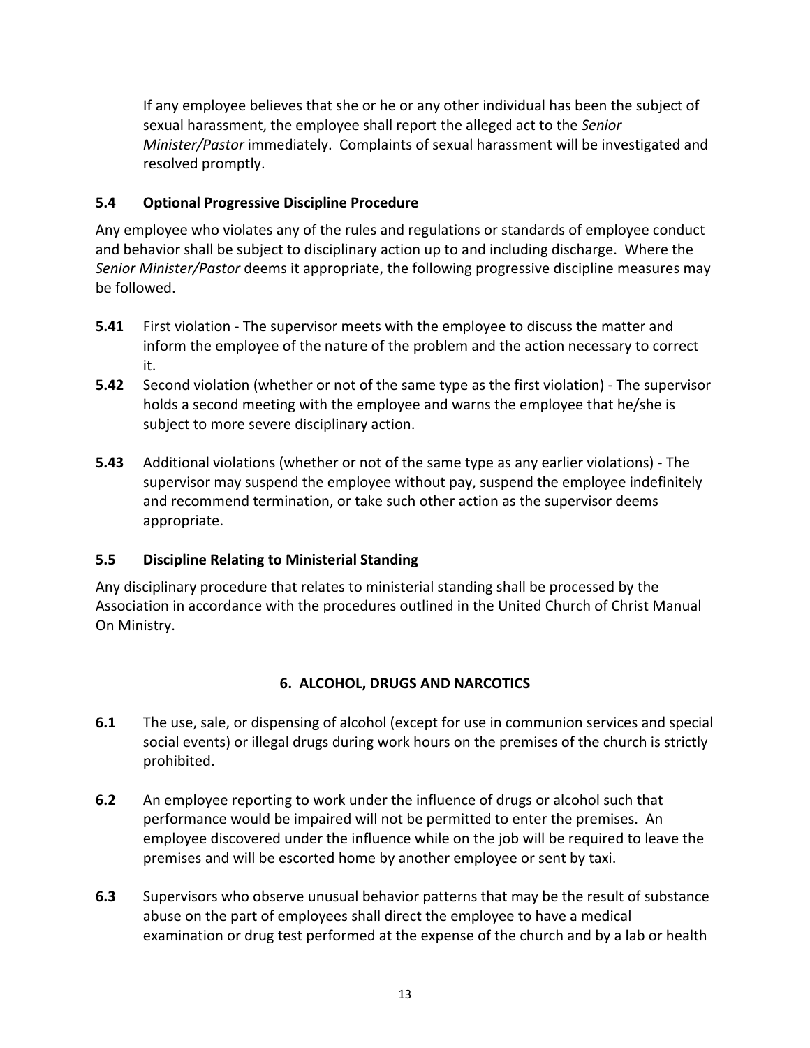If any employee believes that she or he or any other individual has been the subject of sexual harassment, the employee shall report the alleged act to the *Senior Minister/Pastor* immediately. Complaints of sexual harassment will be investigated and resolved promptly.

### 5.4 Optional Progressive Discipline Procedure

Any employee who violates any of the rules and regulations or standards of employee conduct and behavior shall be subject to disciplinary action up to and including discharge. Where the *Senior Minister/Pastor* deems it appropriate, the following progressive discipline measures may be followed.

**5.41** First violation - The supervisor meets with the employee to discuss the matter and inform the employee of the nature of the problem and the action necessary to correct it.

**5.42** Second violation (whether or not of the same type as the first violation) - The supervisor holds a second meeting with the employee and warns the employee that he/she is subject to more severe disciplinary action.

**5.43** Additional violations (whether or not of the same type as any earlier violations) - The supervisor may suspend the employee without pay, suspend the employee indefinitely and recommend termination, or take such other action as the supervisor deems appropriate.

### 5.5 Discipline Relating to Ministerial Standing

Any disciplinary procedure that relates to ministerial standing shall be processed by the Association in accordance with the procedures outlined in the United Church of Christ Manual On Ministry.

## 6. ALCOHOL, DRUGS AND NARCOTICS

**6.1** The use, sale, or dispensing of alcohol (except for use in communion services and special social events) or illegal drugs during work hours on the premises of the church is strictly prohibited.

**6.2** An employee reporting to work under the influence of drugs or alcohol such that performance would be impaired will not be permitted to enter the premises. An employee discovered under the influence while on the job will be required to leave the premises and will be escorted home by another employee or sent by taxi.

**6.3** Supervisors who observe unusual behavior patterns that may be the result of substance abuse on the part of employees shall direct the employee to have a medical examination or drug test performed at the expense of the church and by a lab or health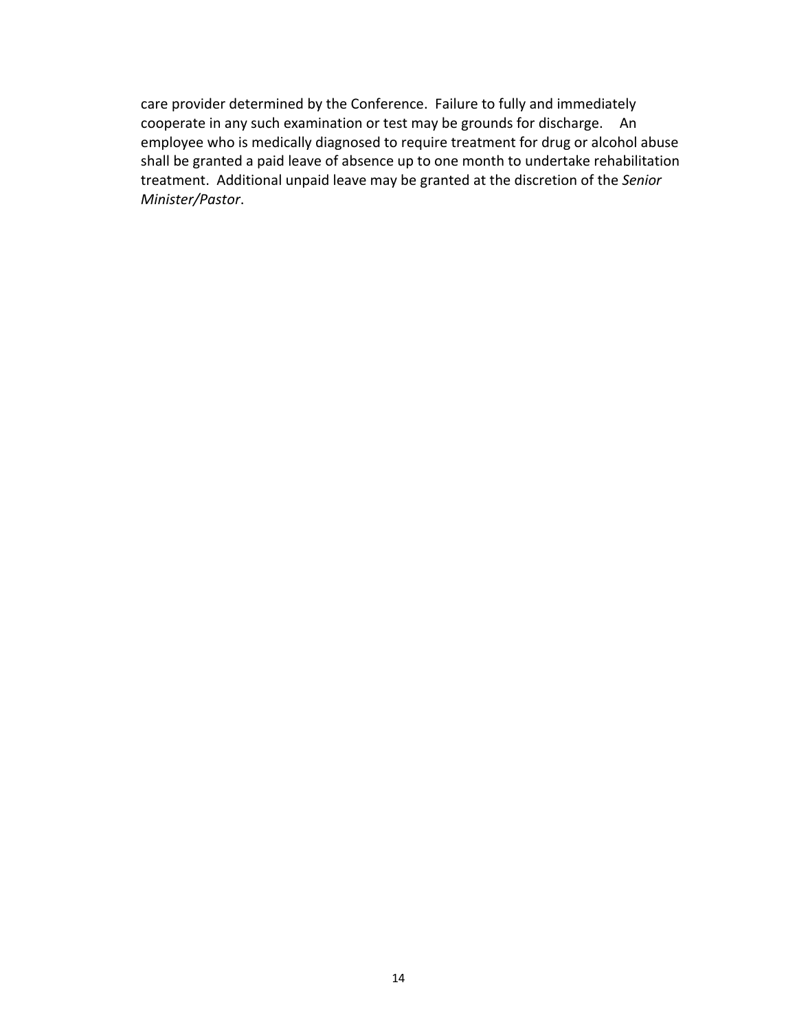care provider determined by the Conference. Failure to fully and immediately cooperate in any such examination or test may be grounds for discharge. An employee who is medically diagnosed to require treatment for drug or alcohol abuse shall be granted a paid leave of absence up to one month to undertake rehabilitation treatment. Additional unpaid leave may be granted at the discretion of the *Senior Minister/Pastor*.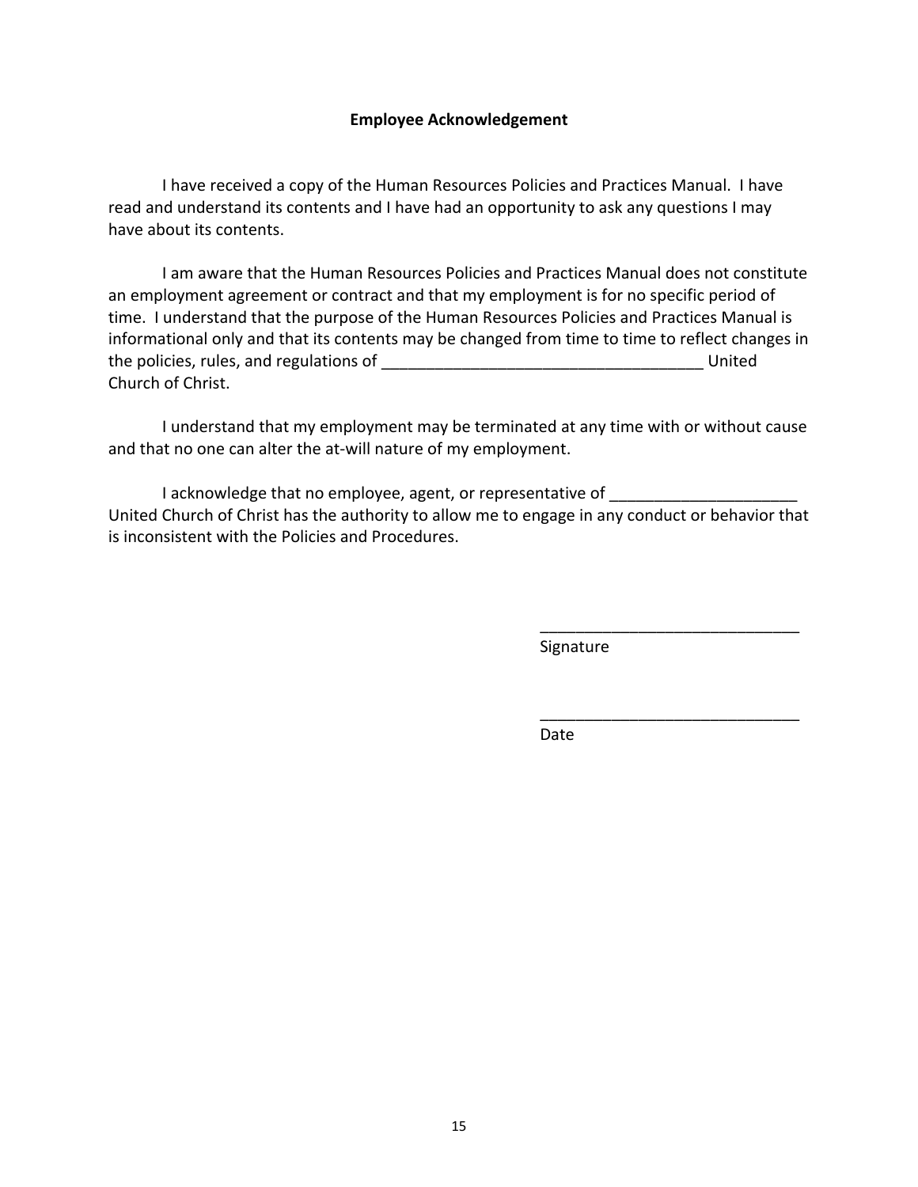**Employee Acknowledgement**

I have received a copy of the Human Resources Policies and Practices Manual. I have read and understand its contents and I have had an opportunity to ask any questions I may have about its contents.

I am aware that the Human Resources Policies and Practices Manual does not constitute an employment agreement or contract and that my employment is for no specific period of time. I understand that the purpose of the Human Resources Policies and Practices Manual is informational only and that its contents may be changed from time to time to reflect changes in the policies, rules, and regulations of ____________________________________ United Church of Christ.

I understand that my employment may be terminated at any time with or without cause and that no one can alter the at-will nature of my employment.

I acknowledge that no employee, agent, or representative of _____________________ United Church of Christ has the authority to allow me to engage in any conduct or behavior that is inconsistent with the Policies and Procedures.

_____________________________
Signature

_____________________________
Date